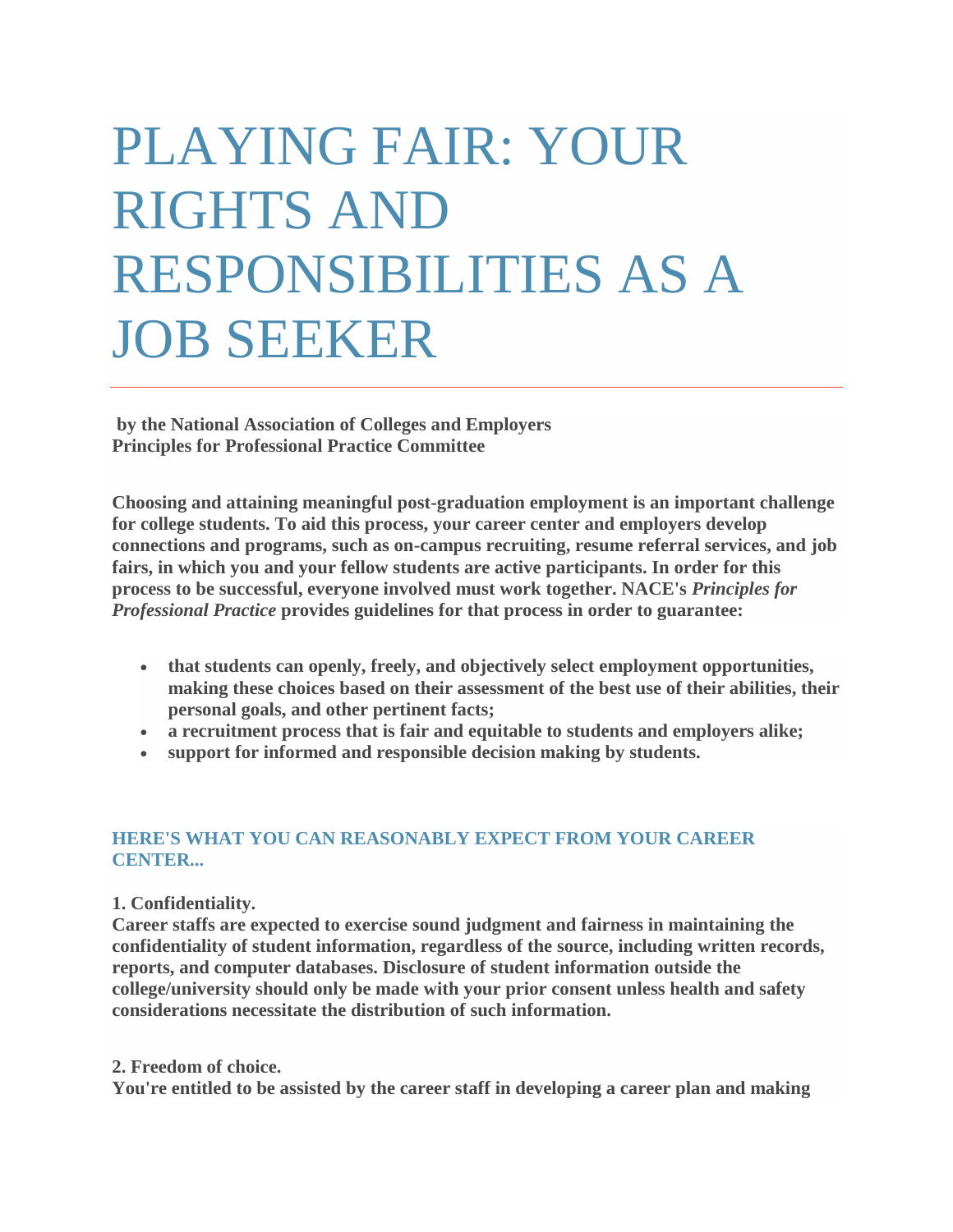# PLAYING FAIR: YOUR RIGHTS AND RESPONSIBILITIES AS A JOB SEEKER

**by the National Association of Colleges and Employers**
**Principles for Professional Practice Committee**

**Choosing and attaining meaningful post-graduation employment is an important challenge for college students. To aid this process, your career center and employers develop connections and programs, such as on-campus recruiting, resume referral services, and job fairs, in which you and your fellow students are active participants. In order for this process to be successful, everyone involved must work together. NACE's *Principles for Professional Practice* provides guidelines for that process in order to guarantee:**

- **that students can openly, freely, and objectively select employment opportunities, making these choices based on their assessment of the best use of their abilities, their personal goals, and other pertinent facts;**
- **a recruitment process that is fair and equitable to students and employers alike;**
- **support for informed and responsible decision making by students.**

## HERE'S WHAT YOU CAN REASONABLY EXPECT FROM YOUR CAREER CENTER...

**1. Confidentiality.**
**Career staffs are expected to exercise sound judgment and fairness in maintaining the confidentiality of student information, regardless of the source, including written records, reports, and computer databases. Disclosure of student information outside the college/university should only be made with your prior consent unless health and safety considerations necessitate the distribution of such information.**

**2. Freedom of choice.**
**You're entitled to be assisted by the career staff in developing a career plan and making**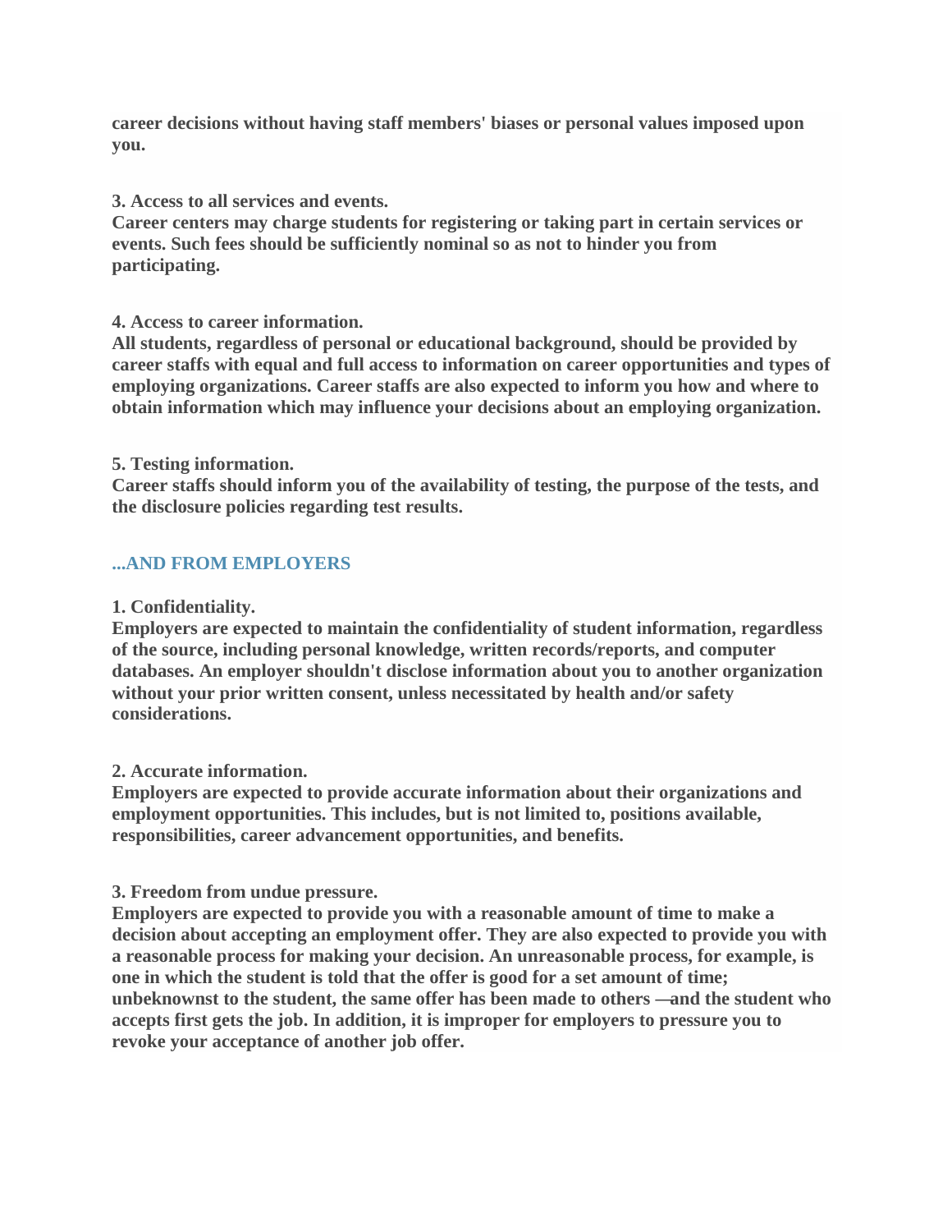**career decisions without having staff members' biases or personal values imposed upon you.**

**3. Access to all services and events.**
**Career centers may charge students for registering or taking part in certain services or events. Such fees should be sufficiently nominal so as not to hinder you from participating.**

**4. Access to career information.**
**All students, regardless of personal or educational background, should be provided by career staffs with equal and full access to information on career opportunities and types of employing organizations. Career staffs are also expected to inform you how and where to obtain information which may influence your decisions about an employing organization.**

**5. Testing information.**
**Career staffs should inform you of the availability of testing, the purpose of the tests, and the disclosure policies regarding test results.**

## ...AND FROM EMPLOYERS

**1. Confidentiality.**
**Employers are expected to maintain the confidentiality of student information, regardless of the source, including personal knowledge, written records/reports, and computer databases. An employer shouldn't disclose information about you to another organization without your prior written consent, unless necessitated by health and/or safety considerations.**

**2. Accurate information.**
**Employers are expected to provide accurate information about their organizations and employment opportunities. This includes, but is not limited to, positions available, responsibilities, career advancement opportunities, and benefits.**

**3. Freedom from undue pressure.**
**Employers are expected to provide you with a reasonable amount of time to make a decision about accepting an employment offer. They are also expected to provide you with a reasonable process for making your decision. An unreasonable process, for example, is one in which the student is told that the offer is good for a set amount of time; unbeknownst to the student, the same offer has been made to others —and the student who accepts first gets the job. In addition, it is improper for employers to pressure you to revoke your acceptance of another job offer.**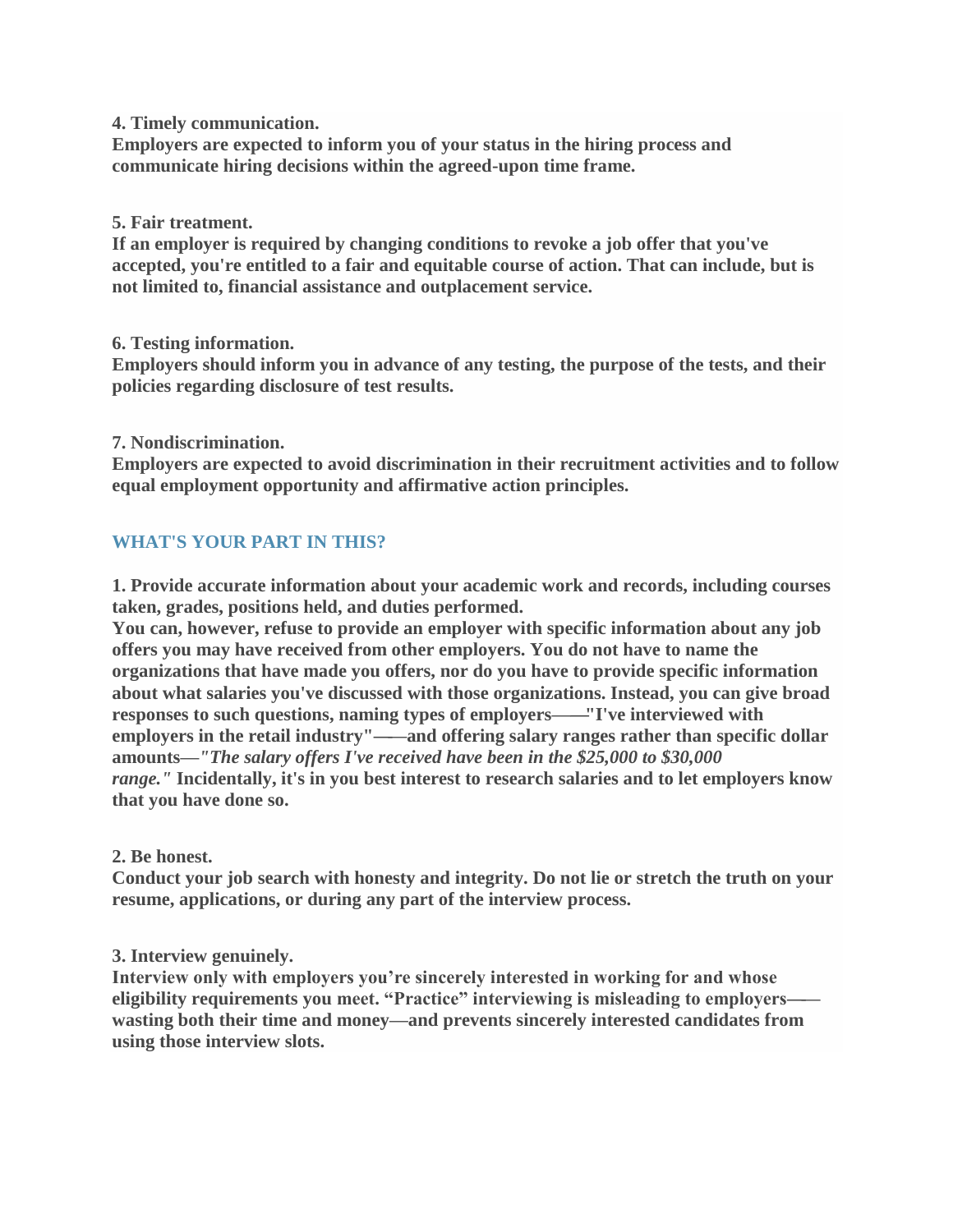**4. Timely communication.**
**Employers are expected to inform you of your status in the hiring process and communicate hiring decisions within the agreed-upon time frame.**

**5. Fair treatment.**
**If an employer is required by changing conditions to revoke a job offer that you've accepted, you're entitled to a fair and equitable course of action. That can include, but is not limited to, financial assistance and outplacement service.**

**6. Testing information.**
**Employers should inform you in advance of any testing, the purpose of the tests, and their policies regarding disclosure of test results.**

**7. Nondiscrimination.**
**Employers are expected to avoid discrimination in their recruitment activities and to follow equal employment opportunity and affirmative action principles.**

## WHAT'S YOUR PART IN THIS?

**1. Provide accurate information about your academic work and records, including courses taken, grades, positions held, and duties performed.**
**You can, however, refuse to provide an employer with specific information about any job offers you may have received from other employers. You do not have to name the organizations that have made you offers, nor do you have to provide specific information about what salaries you've discussed with those organizations. Instead, you can give broad responses to such questions, naming types of employers——"I've interviewed with employers in the retail industry"——and offering salary ranges rather than specific dollar amounts—*"The salary offers I've received have been in the $25,000 to $30,000 range."* Incidentally, it's in you best interest to research salaries and to let employers know that you have done so.**

**2. Be honest.**
**Conduct your job search with honesty and integrity. Do not lie or stretch the truth on your resume, applications, or during any part of the interview process.**

**3. Interview genuinely.**
**Interview only with employers you're sincerely interested in working for and whose eligibility requirements you meet. "Practice" interviewing is misleading to employers——wasting both their time and money—and prevents sincerely interested candidates from using those interview slots.**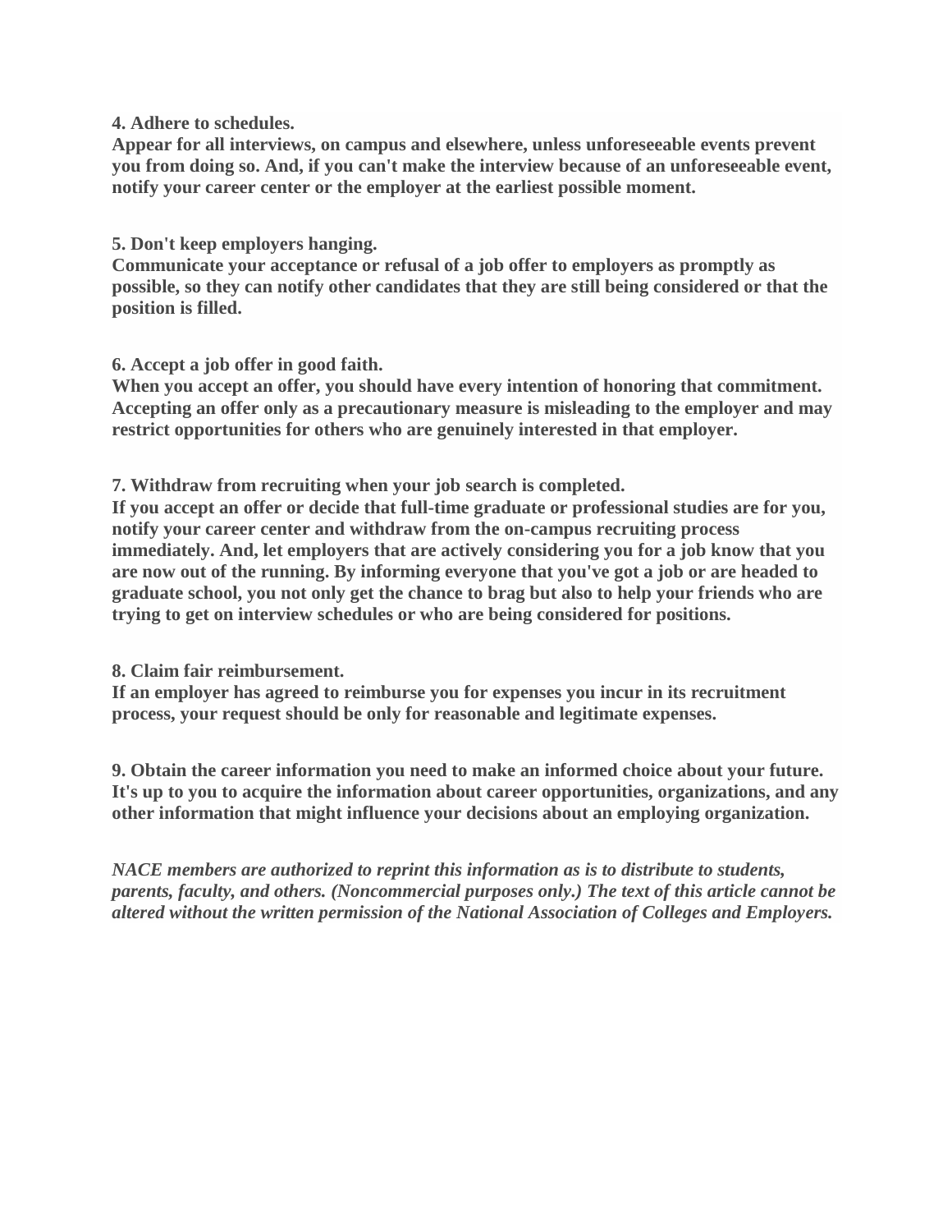**4. Adhere to schedules.**
**Appear for all interviews, on campus and elsewhere, unless unforeseeable events prevent you from doing so. And, if you can't make the interview because of an unforeseeable event, notify your career center or the employer at the earliest possible moment.**

**5. Don't keep employers hanging.**
**Communicate your acceptance or refusal of a job offer to employers as promptly as possible, so they can notify other candidates that they are still being considered or that the position is filled.**

**6. Accept a job offer in good faith.**
**When you accept an offer, you should have every intention of honoring that commitment. Accepting an offer only as a precautionary measure is misleading to the employer and may restrict opportunities for others who are genuinely interested in that employer.**

**7. Withdraw from recruiting when your job search is completed.**
**If you accept an offer or decide that full-time graduate or professional studies are for you, notify your career center and withdraw from the on-campus recruiting process immediately. And, let employers that are actively considering you for a job know that you are now out of the running. By informing everyone that you've got a job or are headed to graduate school, you not only get the chance to brag but also to help your friends who are trying to get on interview schedules or who are being considered for positions.**

**8. Claim fair reimbursement.**
**If an employer has agreed to reimburse you for expenses you incur in its recruitment process, your request should be only for reasonable and legitimate expenses.**

**9. Obtain the career information you need to make an informed choice about your future.**
**It's up to you to acquire the information about career opportunities, organizations, and any other information that might influence your decisions about an employing organization.**

***NACE members are authorized to reprint this information as is to distribute to students, parents, faculty, and others. (Noncommercial purposes only.) The text of this article cannot be altered without the written permission of the National Association of Colleges and Employers.***